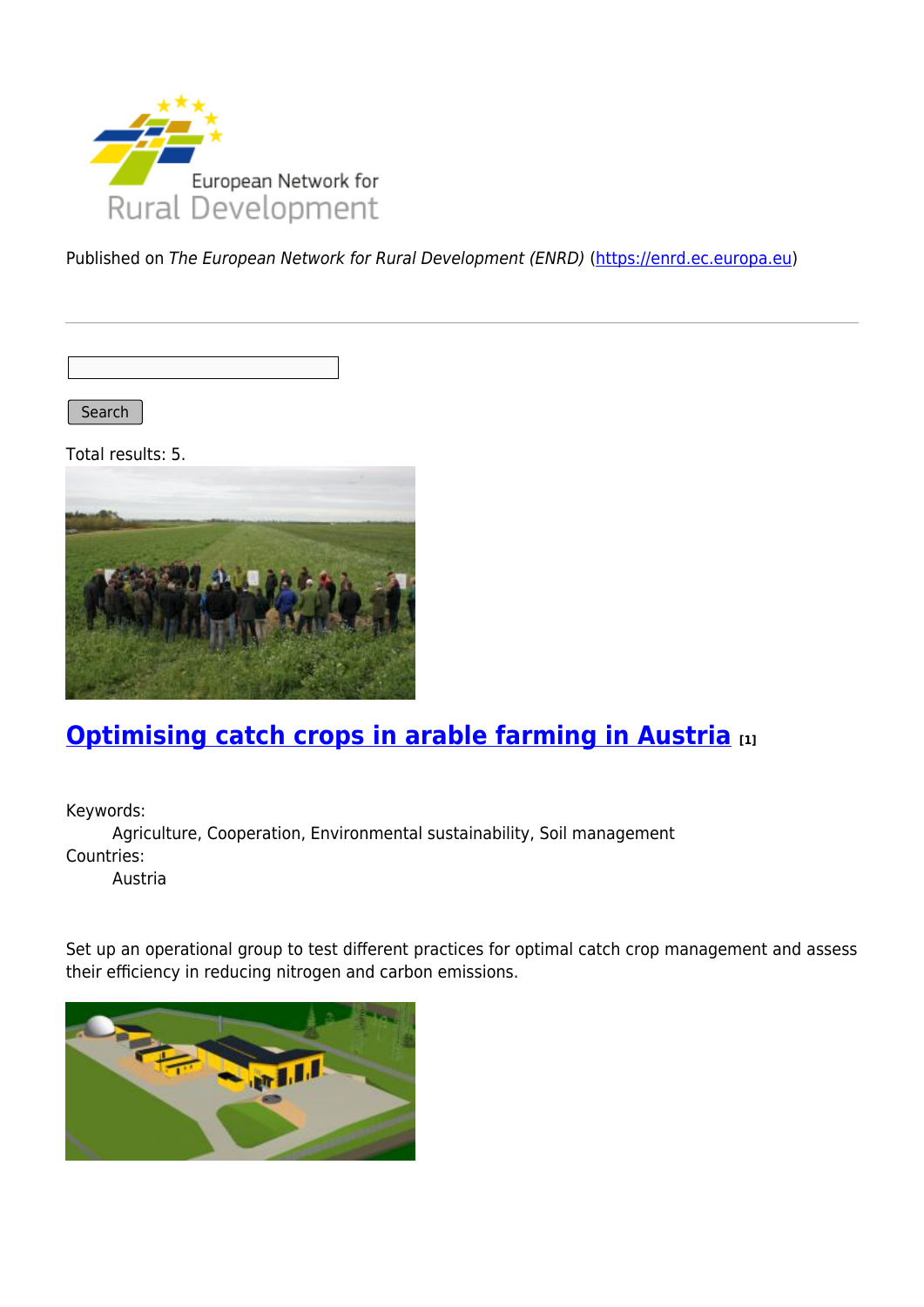Published on *The European Network for Rural Development (ENRD)* (https://enrd.ec.europa.eu)

Search

Total results: 5.

## Optimising catch crops in arable farming in Austria [1]

Keywords:
Agriculture, Cooperation, Environmental sustainability, Soil management

Countries:
Austria

Set up an operational group to test different practices for optimal catch crop management and assess their efficiency in reducing nitrogen and carbon emissions.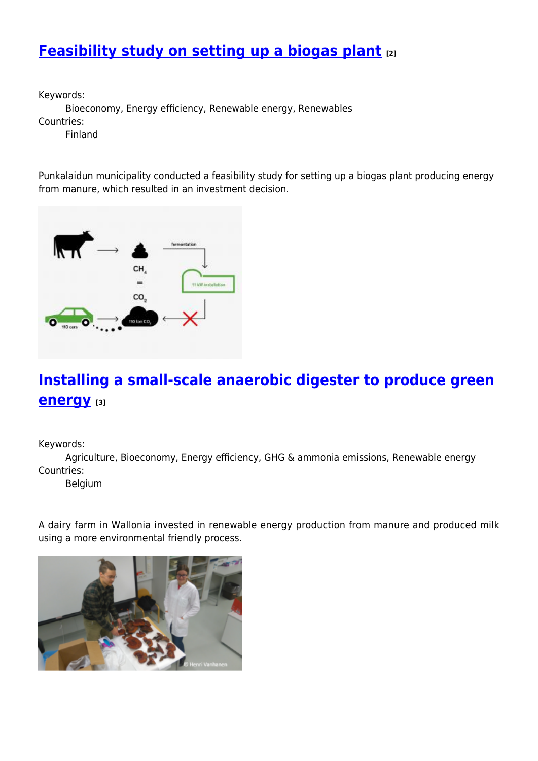## [Feasibility study on setting up a biogas plant](#) [2]

Keywords:
: Bioeconomy, Energy efficiency, Renewable energy, Renewables

Countries:
: Finland

Punkalaidun municipality conducted a feasibility study for setting up a biogas plant producing energy from manure, which resulted in an investment decision.

## [Installing a small-scale anaerobic digester to produce green energy](#) [3]

Keywords:
: Agriculture, Bioeconomy, Energy efficiency, GHG & ammonia emissions, Renewable energy

Countries:
: Belgium

A dairy farm in Wallonia invested in renewable energy production from manure and produced milk using a more environmental friendly process.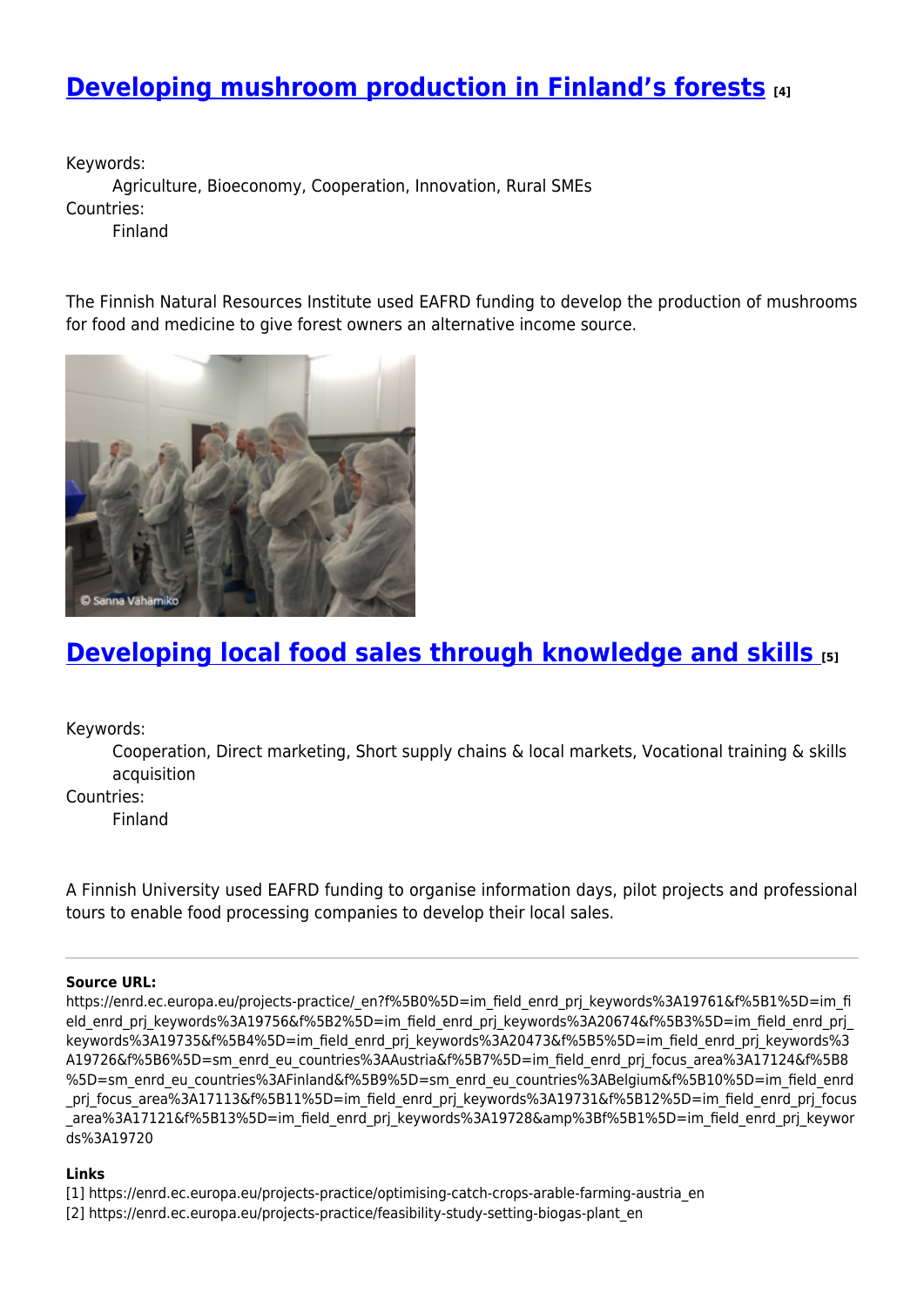## [Developing mushroom production in Finland's forests](#) [4]

Keywords:

Agriculture, Bioeconomy, Cooperation, Innovation, Rural SMEs

Countries:

Finland

The Finnish Natural Resources Institute used EAFRD funding to develop the production of mushrooms for food and medicine to give forest owners an alternative income source.

© Sanna Vahämiko

## [Developing local food sales through knowledge and skills](#) [5]

Keywords:

Cooperation, Direct marketing, Short supply chains & local markets, Vocational training & skills acquisition

Countries:

Finland

A Finnish University used EAFRD funding to organise information days, pilot projects and professional tours to enable food processing companies to develop their local sales.

---

**Source URL:**
https://enrd.ec.europa.eu/projects-practice/_en?f%5B0%5D=im_field_enrd_prj_keywords%3A19761&f%5B1%5D=im_field_enrd_prj_keywords%3A19756&f%5B2%5D=im_field_enrd_prj_keywords%3A20674&f%5B3%5D=im_field_enrd_prj_keywords%3A19735&f%5B4%5D=im_field_enrd_prj_keywords%3A20473&f%5B5%5D=im_field_enrd_prj_keywords%3A19726&f%5B6%5D=sm_enrd_eu_countries%3AAustria&f%5B7%5D=im_field_enrd_prj_focus_area%3A17124&f%5B8%5D=sm_enrd_eu_countries%3AFinland&f%5B9%5D=sm_enrd_eu_countries%3ABelgium&f%5B10%5D=im_field_enrd_prj_focus_area%3A17113&f%5B11%5D=im_field_enrd_prj_keywords%3A19731&f%5B12%5D=im_field_enrd_prj_focus_area%3A17121&f%5B13%5D=im_field_enrd_prj_keywords%3A19728&amp%3Bf%5B1%5D=im_field_enrd_prj_keywords%3A19720

**Links**

[1] https://enrd.ec.europa.eu/projects-practice/optimising-catch-crops-arable-farming-austria_en
[2] https://enrd.ec.europa.eu/projects-practice/feasibility-study-setting-biogas-plant_en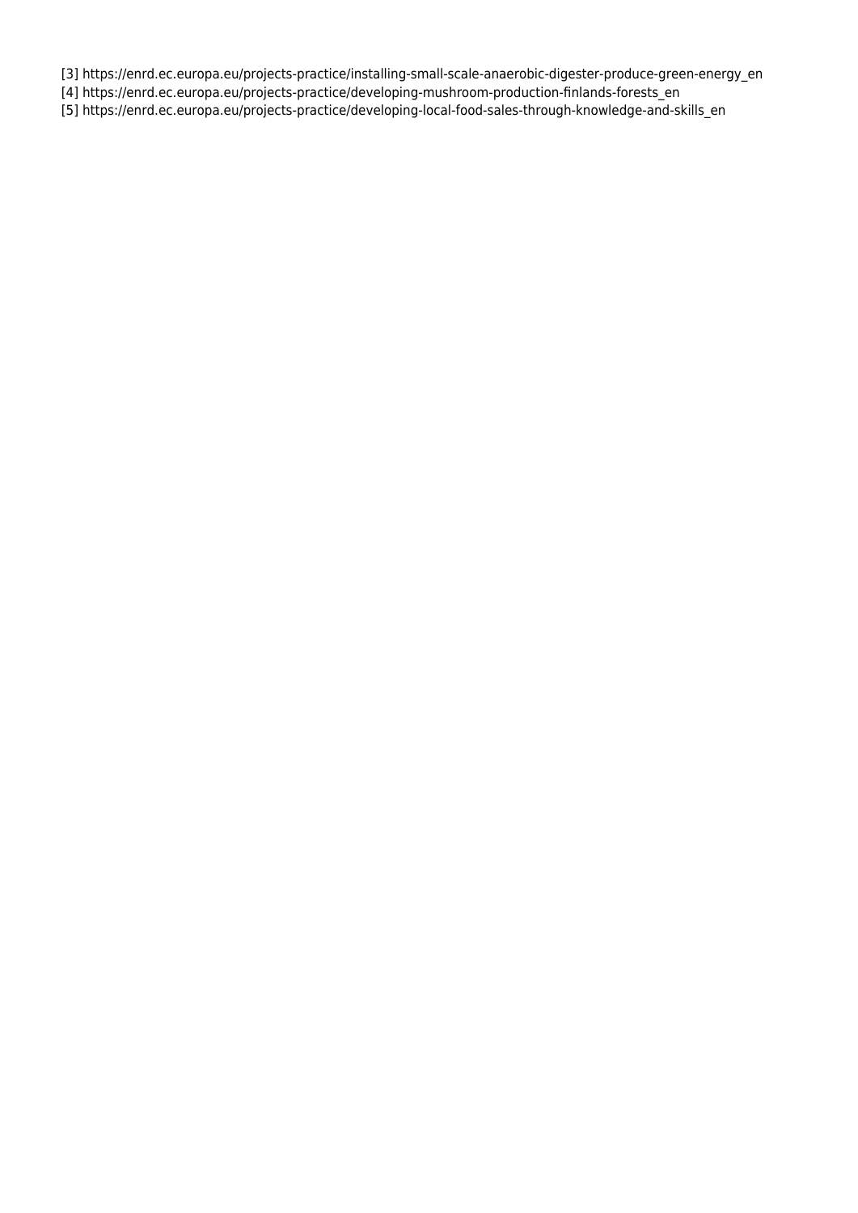[3] https://enrd.ec.europa.eu/projects-practice/installing-small-scale-anaerobic-digester-produce-green-energy_en
[4] https://enrd.ec.europa.eu/projects-practice/developing-mushroom-production-finlands-forests_en
[5] https://enrd.ec.europa.eu/projects-practice/developing-local-food-sales-through-knowledge-and-skills_en